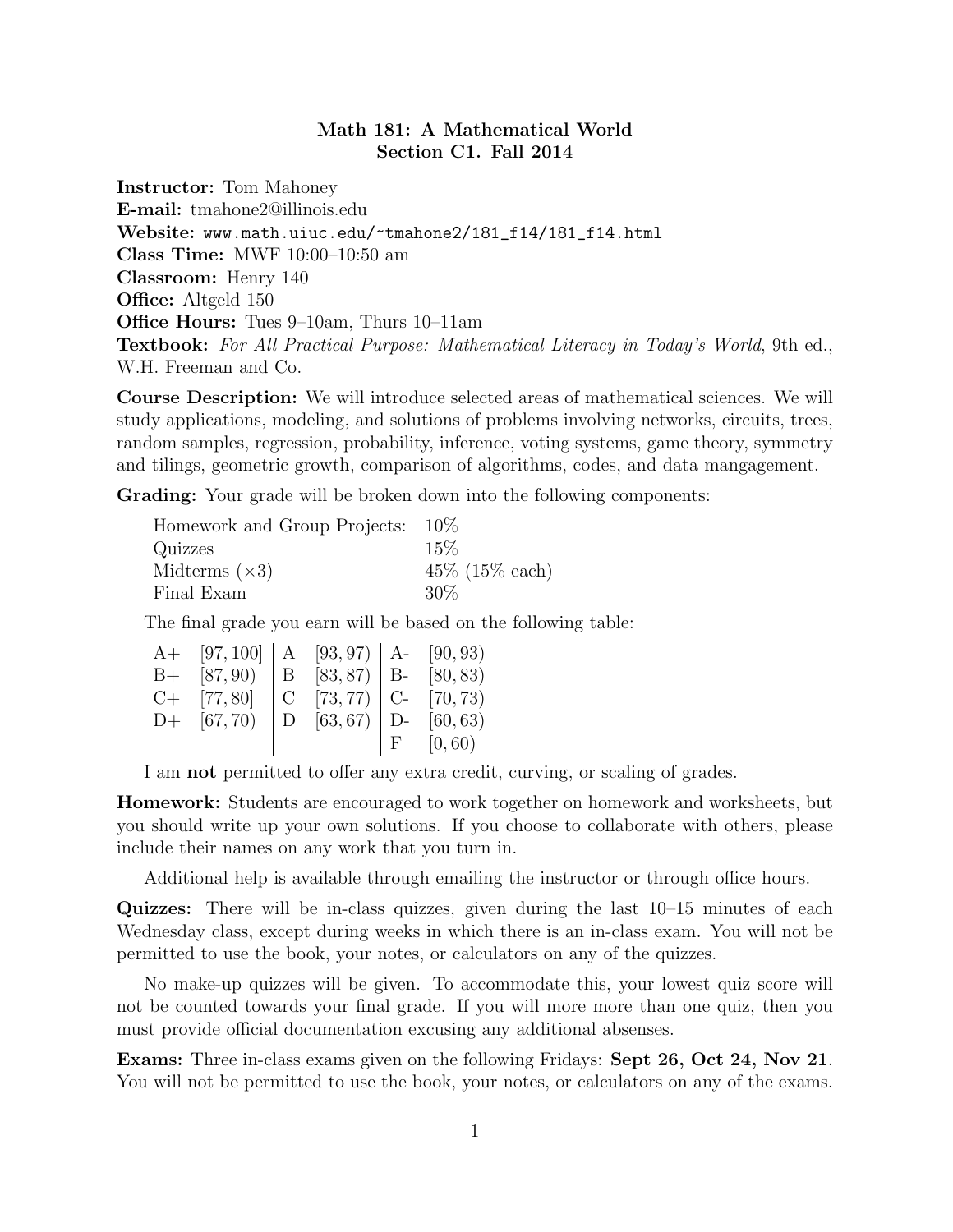# Math 181: A Mathematical World
## Section C1. Fall 2014

**Instructor:** Tom Mahoney
**E-mail:** tmahone2@illinois.edu
**Website:** `www.math.uiuc.edu/~tmahone2/181_f14/181_f14.html`
**Class Time:** MWF 10:00–10:50 am
**Classroom:** Henry 140
**Office:** Altgeld 150
**Office Hours:** Tues 9–10am, Thurs 10–11am
**Textbook:** *For All Practical Purpose: Mathematical Literacy in Today's World*, 9th ed., W.H. Freeman and Co.

**Course Description:** We will introduce selected areas of mathematical sciences. We will study applications, modeling, and solutions of problems involving networks, circuits, trees, random samples, regression, probability, inference, voting systems, game theory, symmetry and tilings, geometric growth, comparison of algorithms, codes, and data mangagement.

**Grading:** Your grade will be broken down into the following components:

| Component | Weight |
|---|---|
| Homework and Group Projects: | 10% |
| Quizzes | 15% |
| Midterms (×3) | 45% (15% each) |
| Final Exam | 30% |

The final grade you earn will be based on the following table:

| | | | | | |
|---|---|---|---|---|---|
| A+ | $[97, 100]$ | A | $[93, 97)$ | A- | $[90, 93)$ |
| B+ | $[87, 90)$ | B | $[83, 87)$ | B- | $[80, 83)$ |
| C+ | $[77, 80]$ | C | $[73, 77)$ | C- | $[70, 73)$ |
| D+ | $[67, 70)$ | D | $[63, 67)$ | D- | $[60, 63)$ |
| | | | | F | $[0, 60)$ |

I am **not** permitted to offer any extra credit, curving, or scaling of grades.

**Homework:** Students are encouraged to work together on homework and worksheets, but you should write up your own solutions. If you choose to collaborate with others, please include their names on any work that you turn in.

Additional help is available through emailing the instructor or through office hours.

**Quizzes:** There will be in-class quizzes, given during the last 10–15 minutes of each Wednesday class, except during weeks in which there is an in-class exam. You will not be permitted to use the book, your notes, or calculators on any of the quizzes.

No make-up quizzes will be given. To accommodate this, your lowest quiz score will not be counted towards your final grade. If you will more more than one quiz, then you must provide official documentation excusing any additional absenses.

**Exams:** Three in-class exams given on the following Fridays: **Sept 26, Oct 24, Nov 21**. You will not be permitted to use the book, your notes, or calculators on any of the exams.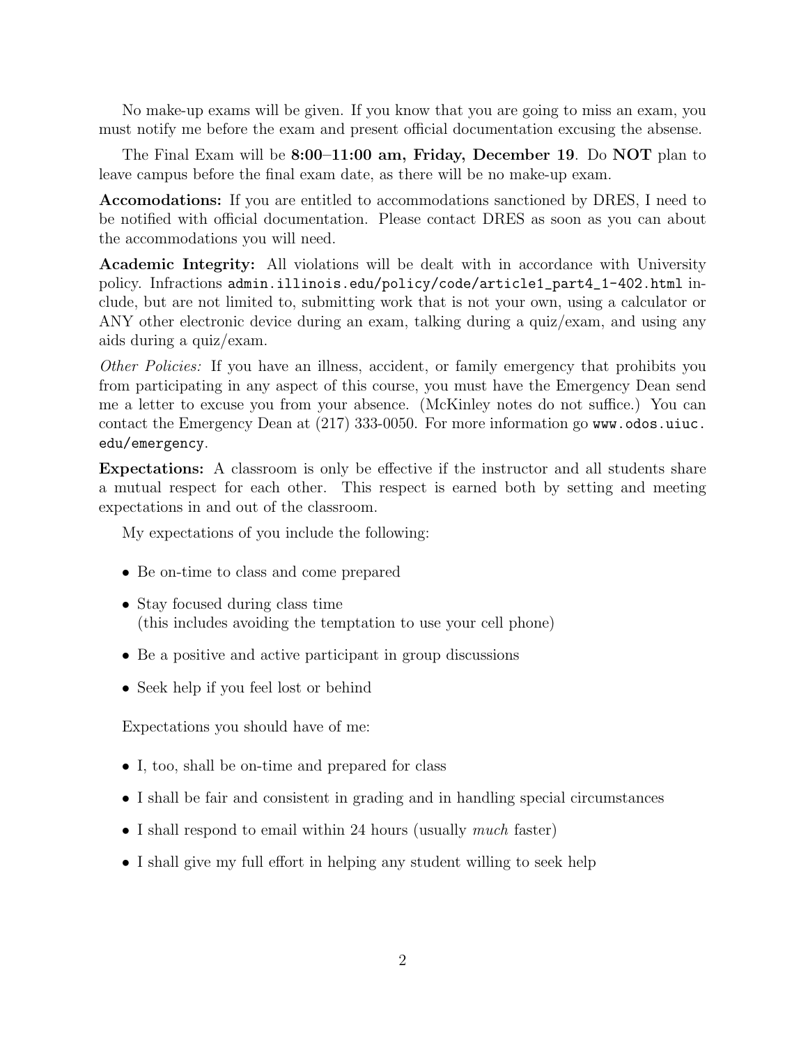No make-up exams will be given. If you know that you are going to miss an exam, you must notify me before the exam and present official documentation excusing the absense.

The Final Exam will be **8:00–11:00 am, Friday, December 19**. Do **NOT** plan to leave campus before the final exam date, as there will be no make-up exam.

**Accomodations:** If you are entitled to accommodations sanctioned by DRES, I need to be notified with official documentation. Please contact DRES as soon as you can about the accommodations you will need.

**Academic Integrity:** All violations will be dealt with in accordance with University policy. Infractions `admin.illinois.edu/policy/code/article1_part4_1-402.html` include, but are not limited to, submitting work that is not your own, using a calculator or ANY other electronic device during an exam, talking during a quiz/exam, and using any aids during a quiz/exam.

*Other Policies:* If you have an illness, accident, or family emergency that prohibits you from participating in any aspect of this course, you must have the Emergency Dean send me a letter to excuse you from your absence. (McKinley notes do not suffice.) You can contact the Emergency Dean at (217) 333-0050. For more information go `www.odos.uiuc.edu/emergency`.

**Expectations:** A classroom is only be effective if the instructor and all students share a mutual respect for each other. This respect is earned both by setting and meeting expectations in and out of the classroom.

My expectations of you include the following:

- Be on-time to class and come prepared
- Stay focused during class time
  (this includes avoiding the temptation to use your cell phone)
- Be a positive and active participant in group discussions
- Seek help if you feel lost or behind

Expectations you should have of me:

- I, too, shall be on-time and prepared for class
- I shall be fair and consistent in grading and in handling special circumstances
- I shall respond to email within 24 hours (usually *much* faster)
- I shall give my full effort in helping any student willing to seek help